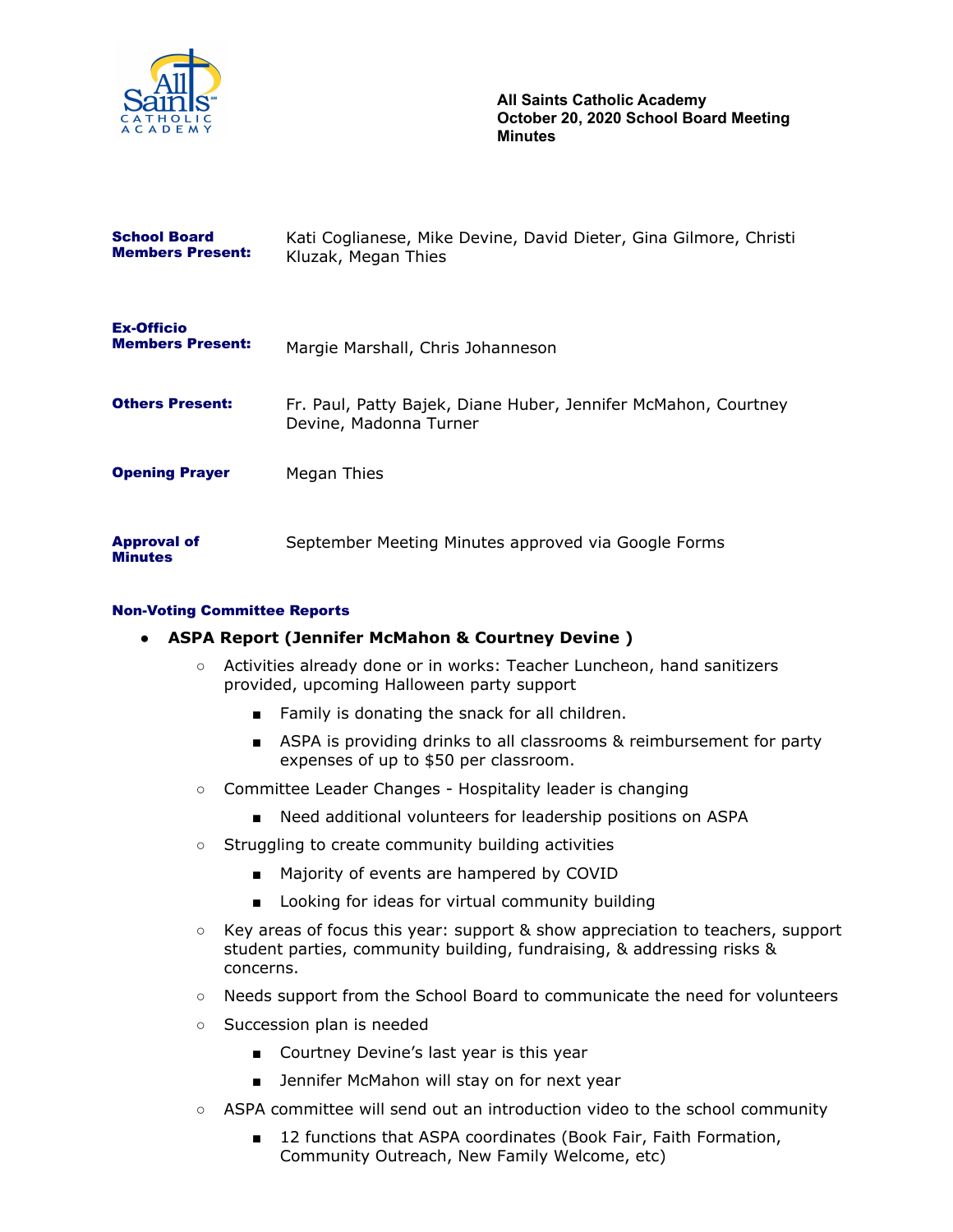**All Saints Catholic Academy**
**October 20, 2020 School Board Meeting**
**Minutes**

| | |
|---|---|
| **School Board Members Present:** | Kati Coglianese, Mike Devine, David Dieter, Gina Gilmore, Christi Kluzak, Megan Thies |
| **Ex-Officio Members Present:** | Margie Marshall, Chris Johanneson |
| **Others Present:** | Fr. Paul, Patty Bajek, Diane Huber, Jennifer McMahon, Courtney Devine, Madonna Turner |
| **Opening Prayer** | Megan Thies |
| **Approval of Minutes** | September Meeting Minutes approved via Google Forms |

### Non-Voting Committee Reports

- **ASPA Report (Jennifer McMahon & Courtney Devine )**
  - Activities already done or in works: Teacher Luncheon, hand sanitizers provided, upcoming Halloween party support
    - Family is donating the snack for all children.
    - ASPA is providing drinks to all classrooms & reimbursement for party expenses of up to $50 per classroom.
  - Committee Leader Changes - Hospitality leader is changing
    - Need additional volunteers for leadership positions on ASPA
  - Struggling to create community building activities
    - Majority of events are hampered by COVID
    - Looking for ideas for virtual community building
  - Key areas of focus this year: support & show appreciation to teachers, support student parties, community building, fundraising, & addressing risks & concerns.
  - Needs support from the School Board to communicate the need for volunteers
  - Succession plan is needed
    - Courtney Devine's last year is this year
    - Jennifer McMahon will stay on for next year
  - ASPA committee will send out an introduction video to the school community
    - 12 functions that ASPA coordinates (Book Fair, Faith Formation, Community Outreach, New Family Welcome, etc)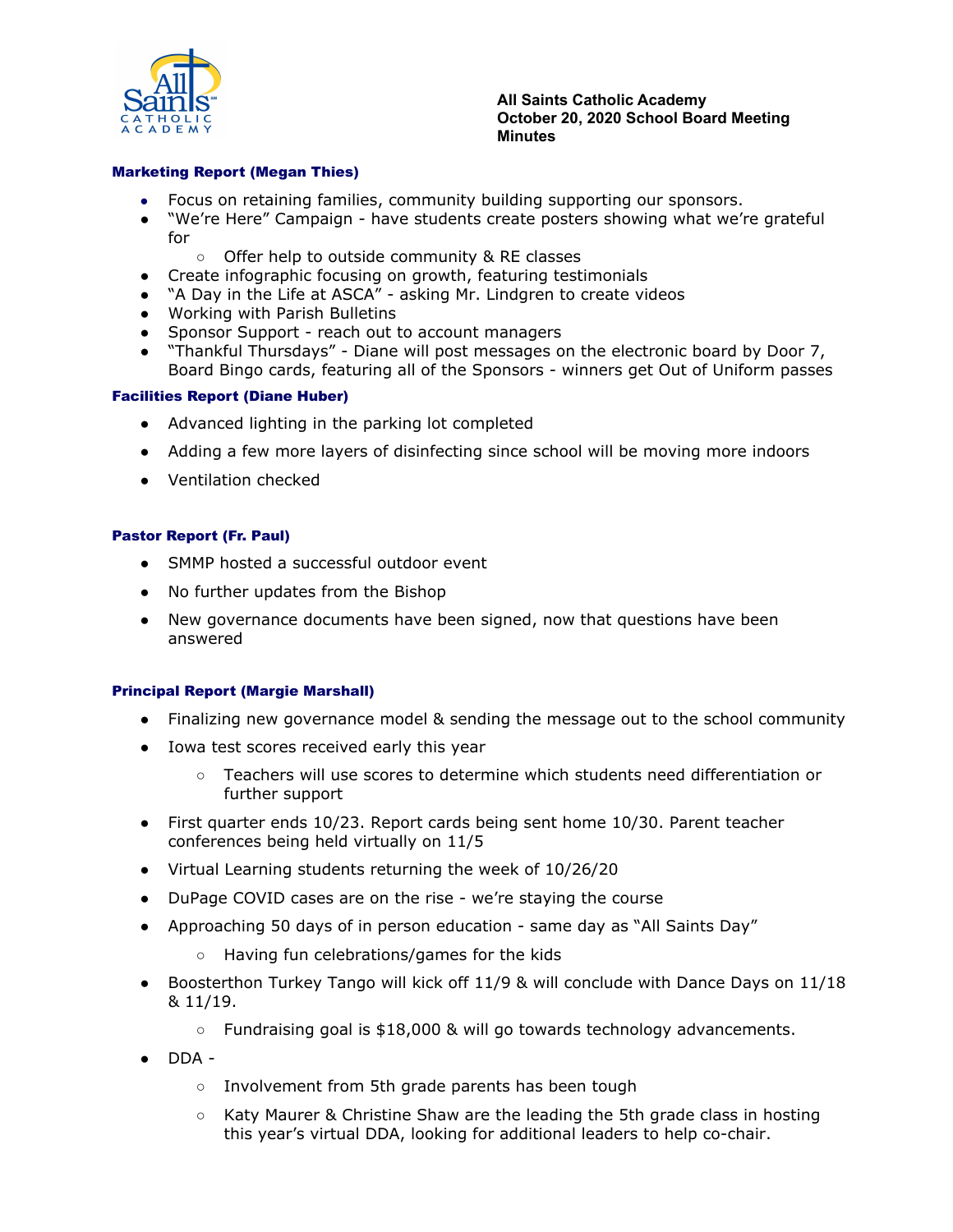**All Saints Catholic Academy**
**October 20, 2020 School Board Meeting**
**Minutes**

### Marketing Report (Megan Thies)

- Focus on retaining families, community building supporting our sponsors.
- "We're Here" Campaign - have students create posters showing what we're grateful for
    - Offer help to outside community & RE classes
- Create infographic focusing on growth, featuring testimonials
- "A Day in the Life at ASCA" - asking Mr. Lindgren to create videos
- Working with Parish Bulletins
- Sponsor Support - reach out to account managers
- "Thankful Thursdays" - Diane will post messages on the electronic board by Door 7, Board Bingo cards, featuring all of the Sponsors - winners get Out of Uniform passes

### Facilities Report (Diane Huber)

- Advanced lighting in the parking lot completed
- Adding a few more layers of disinfecting since school will be moving more indoors
- Ventilation checked

### Pastor Report (Fr. Paul)

- SMMP hosted a successful outdoor event
- No further updates from the Bishop
- New governance documents have been signed, now that questions have been answered

### Principal Report (Margie Marshall)

- Finalizing new governance model & sending the message out to the school community
- Iowa test scores received early this year
    - Teachers will use scores to determine which students need differentiation or further support
- First quarter ends 10/23. Report cards being sent home 10/30. Parent teacher conferences being held virtually on 11/5
- Virtual Learning students returning the week of 10/26/20
- DuPage COVID cases are on the rise - we're staying the course
- Approaching 50 days of in person education - same day as "All Saints Day"
    - Having fun celebrations/games for the kids
- Boosterthon Turkey Tango will kick off 11/9 & will conclude with Dance Days on 11/18 & 11/19.
    - Fundraising goal is $18,000 & will go towards technology advancements.
- DDA -
    - Involvement from 5th grade parents has been tough
    - Katy Maurer & Christine Shaw are the leading the 5th grade class in hosting this year's virtual DDA, looking for additional leaders to help co-chair.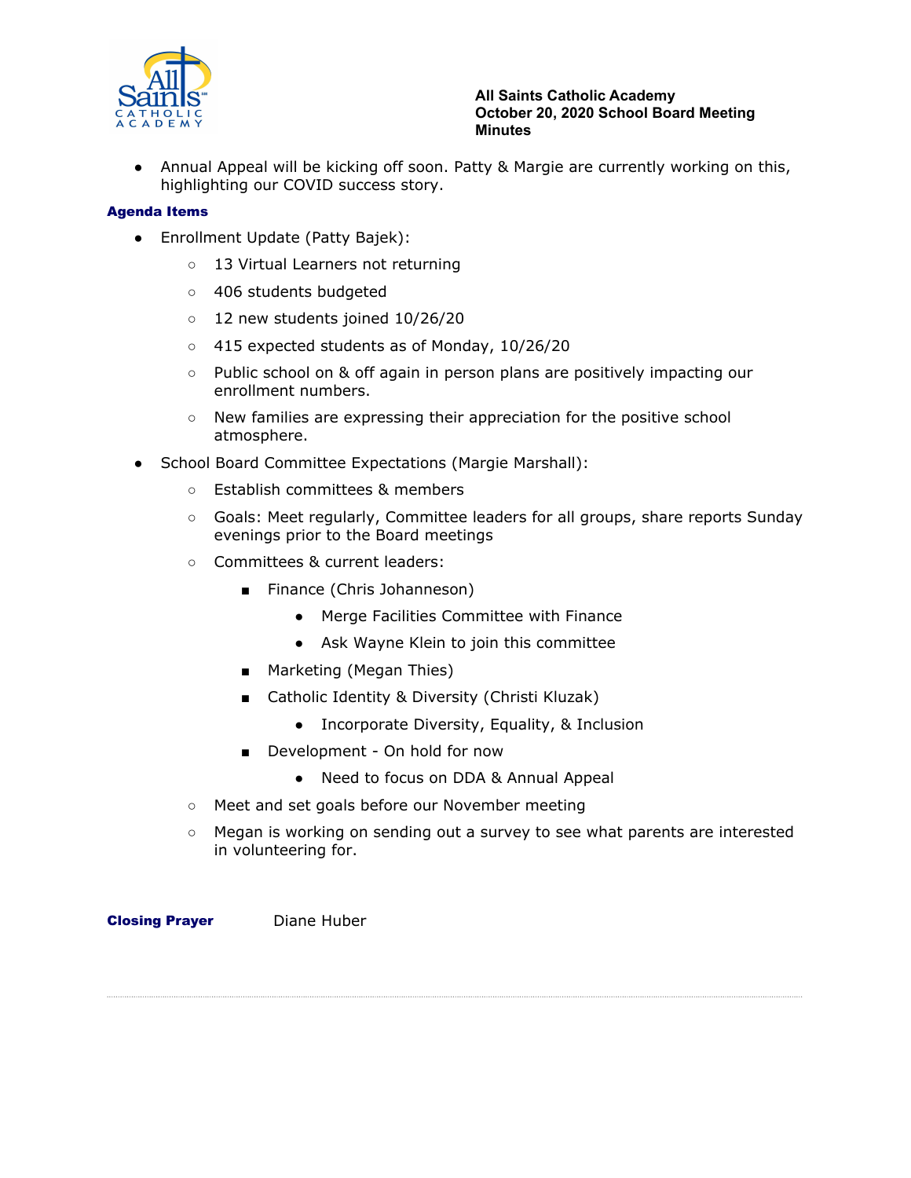- Annual Appeal will be kicking off soon. Patty & Margie are currently working on this, highlighting our COVID success story.

**Agenda Items**

- Enrollment Update (Patty Bajek):
  - 13 Virtual Learners not returning
  - 406 students budgeted
  - 12 new students joined 10/26/20
  - 415 expected students as of Monday, 10/26/20
  - Public school on & off again in person plans are positively impacting our enrollment numbers.
  - New families are expressing their appreciation for the positive school atmosphere.
- School Board Committee Expectations (Margie Marshall):
  - Establish committees & members
  - Goals: Meet regularly, Committee leaders for all groups, share reports Sunday evenings prior to the Board meetings
  - Committees & current leaders:
    - Finance (Chris Johanneson)
      - Merge Facilities Committee with Finance
      - Ask Wayne Klein to join this committee
    - Marketing (Megan Thies)
    - Catholic Identity & Diversity (Christi Kluzak)
      - Incorporate Diversity, Equality, & Inclusion
    - Development - On hold for now
      - Need to focus on DDA & Annual Appeal
  - Meet and set goals before our November meeting
  - Megan is working on sending out a survey to see what parents are interested in volunteering for.

**Closing Prayer** Diane Huber